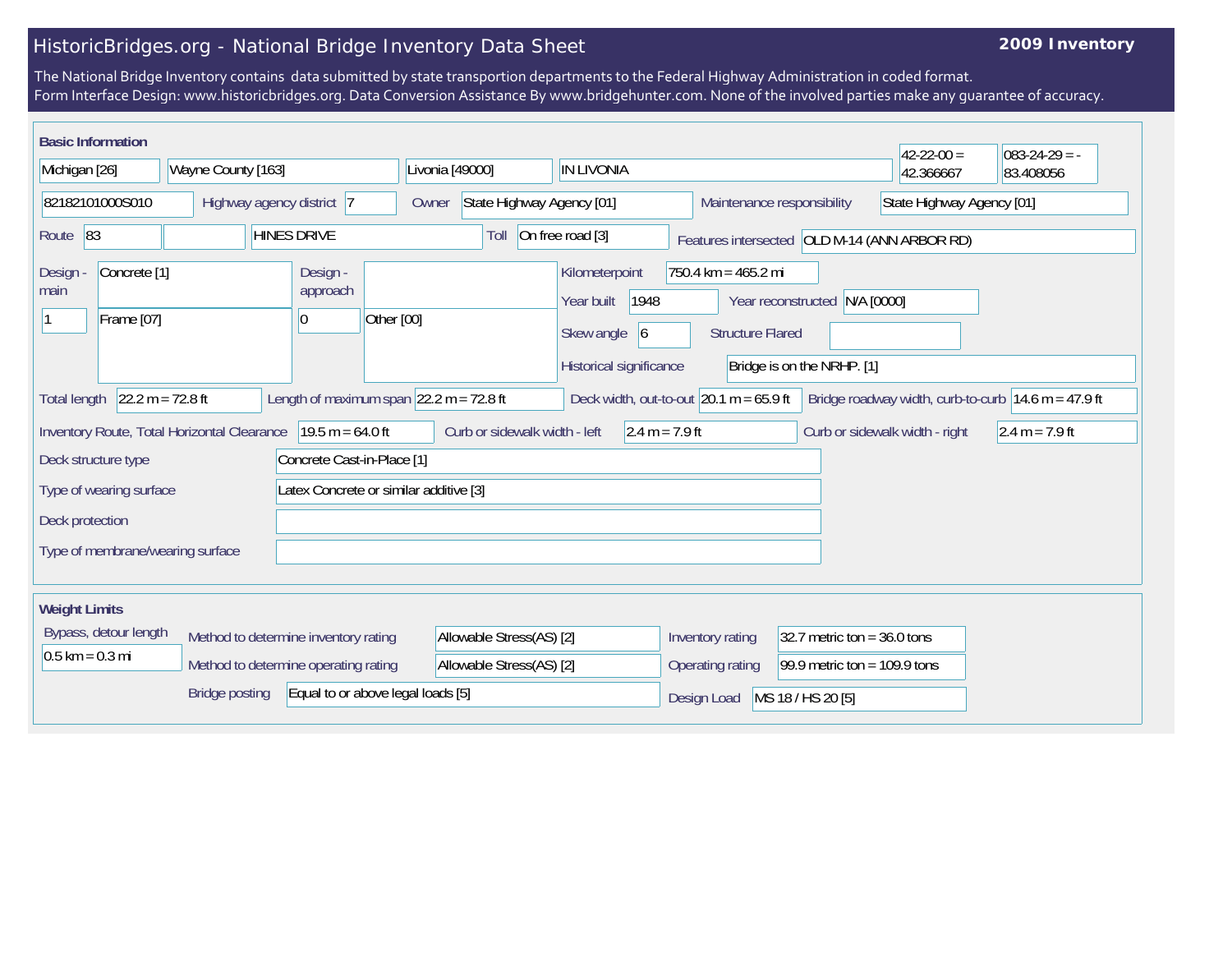# HistoricBridges.org - National Bridge Inventory Data Sheet

**2009 Inventory**

The National Bridge Inventory contains data submitted by state transportion departments to the Federal Highway Administration in coded format.
Form Interface Design: www.historicbridges.org. Data Conversion Assistance By www.bridgehunter.com. None of the involved parties make any guarantee of accuracy.

## Basic Information

| | |
|---|---|
| State | Michigan [26] |
| County | Wayne County [163] |
| Place | Livonia [49000] |
| Location | IN LIVONIA |
| Latitude | 42-22-00 = 42.366667 |
| Longitude | 083-24-29 = -83.408056 |
| Structure number | 82182101000S010 |
| Highway agency district | 7 |
| Owner | State Highway Agency [01] |
| Maintenance responsibility | State Highway Agency [01] |
| Route | 83 |
| Facility carried | HINES DRIVE |
| Toll | On free road [3] |
| Features intersected | OLD M-14 (ANN ARBOR RD) |
| Design - main | Concrete [1] |
| | 1 — Frame [07] |
| Design - approach | |
| | 0 — Other [00] |
| Kilometerpoint | 750.4 km = 465.2 mi |
| Year built | 1948 |
| Year reconstructed | N/A [0000] |
| Skew angle | 6 |
| Structure Flared | |
| Historical significance | Bridge is on the NRHP. [1] |
| Total length | 22.2 m = 72.8 ft |
| Length of maximum span | 22.2 m = 72.8 ft |
| Deck width, out-to-out | 20.1 m = 65.9 ft |
| Bridge roadway width, curb-to-curb | 14.6 m = 47.9 ft |
| Inventory Route, Total Horizontal Clearance | 19.5 m = 64.0 ft |
| Curb or sidewalk width - left | 2.4 m = 7.9 ft |
| Curb or sidewalk width - right | 2.4 m = 7.9 ft |
| Deck structure type | Concrete Cast-in-Place [1] |
| Type of wearing surface | Latex Concrete or similar additive [3] |
| Deck protection | |
| Type of membrane/wearing surface | |

## Weight Limits

| | |
|---|---|
| Bypass, detour length | 0.5 km = 0.3 mi |
| Method to determine inventory rating | Allowable Stress(AS) [2] |
| Inventory rating | 32.7 metric ton = 36.0 tons |
| Method to determine operating rating | Allowable Stress(AS) [2] |
| Operating rating | 99.9 metric ton = 109.9 tons |
| Bridge posting | Equal to or above legal loads [5] |
| Design Load | MS 18 / HS 20 [5] |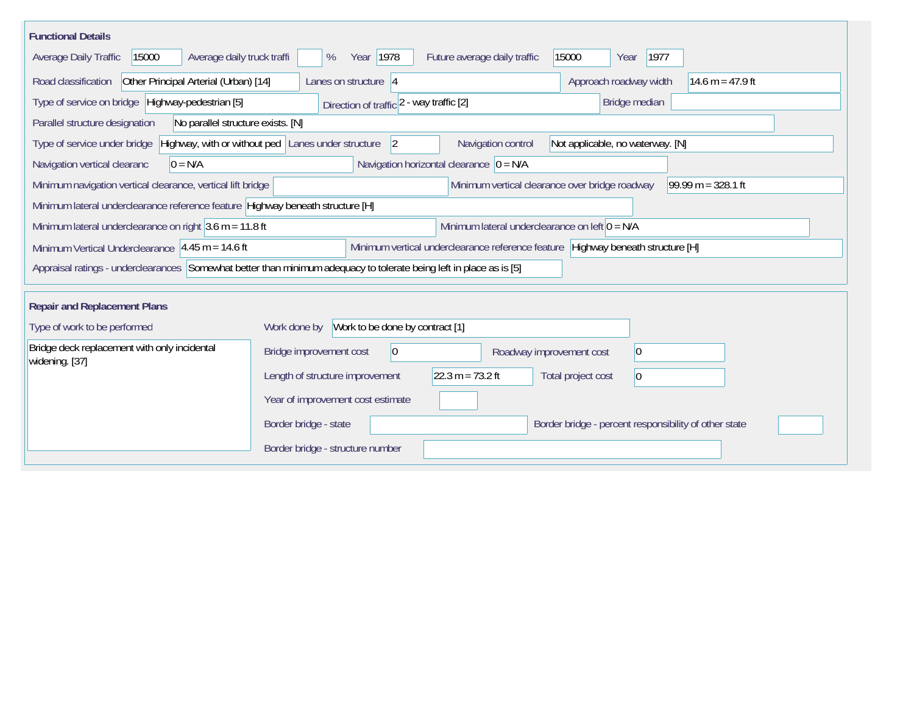## Functional Details

| Field | Value |
| --- | --- |
| Average Daily Traffic | 15000 |
| Average daily truck traffi | % |
| Year | 1978 |
| Future average daily traffic | 15000 |
| Year | 1977 |
| Road classification | Other Principal Arterial (Urban) [14] |
| Lanes on structure | 4 |
| Approach roadway width | 14.6 m = 47.9 ft |
| Type of service on bridge | Highway-pedestrian [5] |
| Direction of traffic | 2 - way traffic [2] |
| Bridge median | |
| Parallel structure designation | No parallel structure exists. [N] |
| Type of service under bridge | Highway, with or without ped |
| Lanes under structure | 2 |
| Navigation control | Not applicable, no waterway. [N] |
| Navigation vertical clearanc | 0 = N/A |
| Navigation horizontal clearance | 0 = N/A |
| Minimum navigation vertical clearance, vertical lift bridge | |
| Minimum vertical clearance over bridge roadway | 99.99 m = 328.1 ft |
| Minimum lateral underclearance reference feature | Highway beneath structure [H] |
| Minimum lateral underclearance on right | 3.6 m = 11.8 ft |
| Minimum lateral underclearance on left | 0 = N/A |
| Minimum Vertical Underclearance | 4.45 m = 14.6 ft |
| Minimum vertical underclearance reference feature | Highway beneath structure [H] |
| Appraisal ratings - underclearances | Somewhat better than minimum adequacy to tolerate being left in place as is [5] |

## Repair and Replacement Plans

| Field | Value |
| --- | --- |
| Type of work to be performed | Bridge deck replacement with only incidental widening. [37] |
| Work done by | Work to be done by contract [1] |
| Bridge improvement cost | 0 |
| Roadway improvement cost | 0 |
| Length of structure improvement | 22.3 m = 73.2 ft |
| Total project cost | 0 |
| Year of improvement cost estimate | |
| Border bridge - state | |
| Border bridge - percent responsibility of other state | |
| Border bridge - structure number | |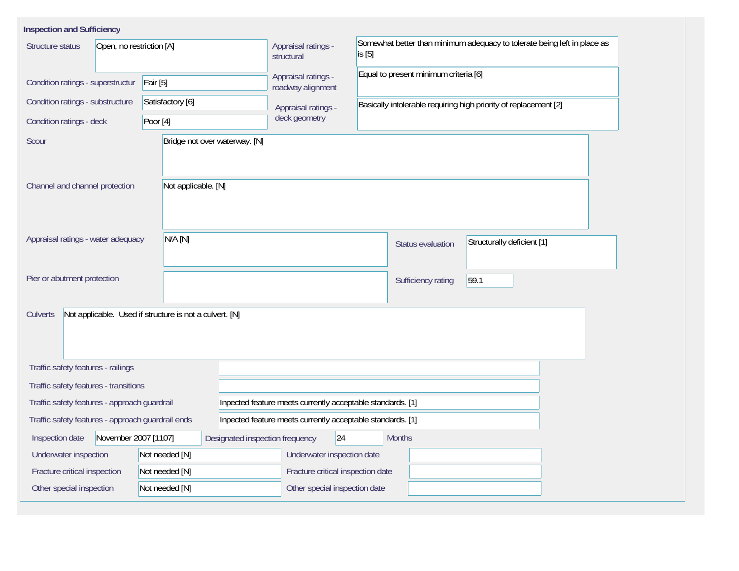## Inspection and Sufficiency

| | |
|---|---|
| Structure status | Open, no restriction [A] |
| Appraisal ratings - structural | Somewhat better than minimum adequacy to tolerate being left in place as is [5] |
| Condition ratings - superstructur | Fair [5] |
| Appraisal ratings - roadway alignment | Equal to present minimum criteria [6] |
| Condition ratings - substructure | Satisfactory [6] |
| Appraisal ratings - deck geometry | Basically intolerable requiring high priority of replacement [2] |
| Condition ratings - deck | Poor [4] |
| Scour | Bridge not over waterway. [N] |
| Channel and channel protection | Not applicable. [N] |
| Appraisal ratings - water adequacy | N/A [N] |
| Status evaluation | Structurally deficient [1] |
| Pier or abutment protection | |
| Sufficiency rating | 59.1 |
| Culverts | Not applicable. Used if structure is not a culvert. [N] |
| Traffic safety features - railings | |
| Traffic safety features - transitions | |
| Traffic safety features - approach guardrail | Inpected feature meets currently acceptable standards. [1] |
| Traffic safety features - approach guardrail ends | Inpected feature meets currently acceptable standards. [1] |
| Inspection date | November 2007 [1107] |
| Designated inspection frequency | 24 Months |
| Underwater inspection | Not needed [N] |
| Underwater inspection date | |
| Fracture critical inspection | Not needed [N] |
| Fracture critical inspection date | |
| Other special inspection | Not needed [N] |
| Other special inspection date | |